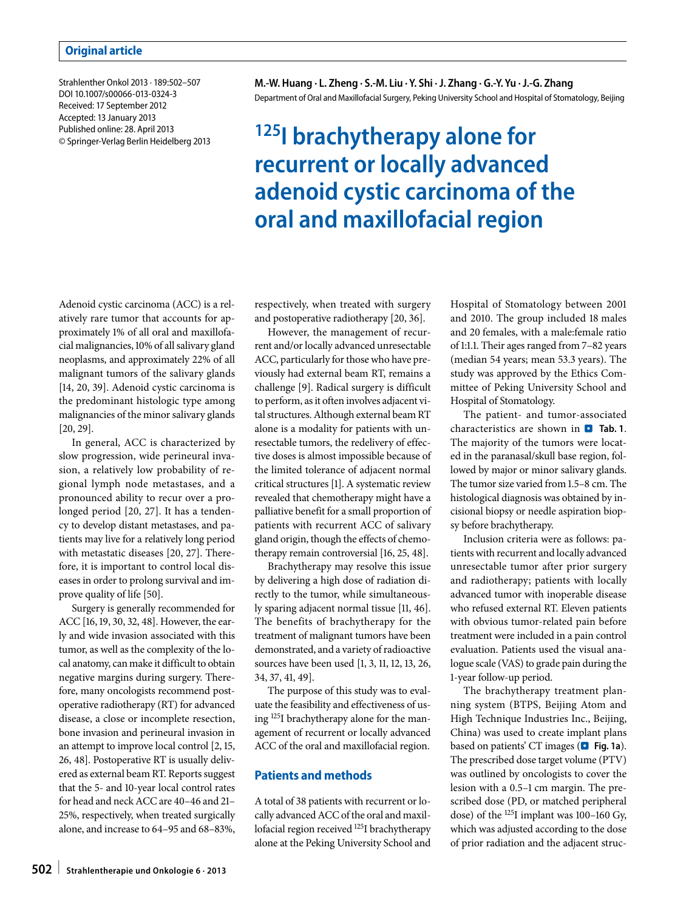Original article

Strahlenther Onkol 2013 · 189:502–507
DOI 10.1007/s00066-013-0324-3
Received: 17 September 2012
Accepted: 13 January 2013
Published online: 28. April 2013
© Springer-Verlag Berlin Heidelberg 2013

**M.-W. Huang · L. Zheng · S.-M. Liu · Y. Shi · J. Zhang · G.-Y. Yu · J.-G. Zhang**
Department of Oral and Maxillofacial Surgery, Peking University School and Hospital of Stomatology, Beijing

# $^{125}$I brachytherapy alone for recurrent or locally advanced adenoid cystic carcinoma of the oral and maxillofacial region

Adenoid cystic carcinoma (ACC) is a relatively rare tumor that accounts for approximately 1% of all oral and maxillofacial malignancies, 10% of all salivary gland neoplasms, and approximately 22% of all malignant tumors of the salivary glands [14, 20, 39]. Adenoid cystic carcinoma is the predominant histologic type among malignancies of the minor salivary glands [20, 29].

In general, ACC is characterized by slow progression, wide perineural invasion, a relatively low probability of regional lymph node metastases, and a pronounced ability to recur over a prolonged period [20, 27]. It has a tendency to develop distant metastases, and patients may live for a relatively long period with metastatic diseases [20, 27]. Therefore, it is important to control local diseases in order to prolong survival and improve quality of life [50].

Surgery is generally recommended for ACC [16, 19, 30, 32, 48]. However, the early and wide invasion associated with this tumor, as well as the complexity of the local anatomy, can make it difficult to obtain negative margins during surgery. Therefore, many oncologists recommend postoperative radiotherapy (RT) for advanced disease, a close or incomplete resection, bone invasion and perineural invasion in an attempt to improve local control [2, 15, 26, 48]. Postoperative RT is usually delivered as external beam RT. Reports suggest that the 5- and 10-year local control rates for head and neck ACC are 40–46 and 21–25%, respectively, when treated surgically alone, and increase to 64–95 and 68–83%, respectively, when treated with surgery and postoperative radiotherapy [20, 36].

However, the management of recurrent and/or locally advanced unresectable ACC, particularly for those who have previously had external beam RT, remains a challenge [9]. Radical surgery is difficult to perform, as it often involves adjacent vital structures. Although external beam RT alone is a modality for patients with unresectable tumors, the redelivery of effective doses is almost impossible because of the limited tolerance of adjacent normal critical structures [1]. A systematic review revealed that chemotherapy might have a palliative benefit for a small proportion of patients with recurrent ACC of salivary gland origin, though the effects of chemotherapy remain controversial [16, 25, 48].

Brachytherapy may resolve this issue by delivering a high dose of radiation directly to the tumor, while simultaneously sparing adjacent normal tissue [11, 46]. The benefits of brachytherapy for the treatment of malignant tumors have been demonstrated, and a variety of radioactive sources have been used [1, 3, 11, 12, 13, 26, 34, 37, 41, 49].

The purpose of this study was to evaluate the feasibility and effectiveness of using $^{125}$I brachytherapy alone for the management of recurrent or locally advanced ACC of the oral and maxillofacial region.

## Patients and methods

A total of 38 patients with recurrent or locally advanced ACC of the oral and maxillofacial region received $^{125}$I brachytherapy alone at the Peking University School and Hospital of Stomatology between 2001 and 2010. The group included 18 males and 20 females, with a male:female ratio of 1:1.1. Their ages ranged from 7–82 years (median 54 years; mean 53.3 years). The study was approved by the Ethics Committee of Peking University School and Hospital of Stomatology.

The patient- and tumor-associated characteristics are shown in **Tab. 1**. The majority of the tumors were located in the paranasal/skull base region, followed by major or minor salivary glands. The tumor size varied from 1.5–8 cm. The histological diagnosis was obtained by incisional biopsy or needle aspiration biopsy before brachytherapy.

Inclusion criteria were as follows: patients with recurrent and locally advanced unresectable tumor after prior surgery and radiotherapy; patients with locally advanced tumor with inoperable disease who refused external RT. Eleven patients with obvious tumor-related pain before treatment were included in a pain control evaluation. Patients used the visual analogue scale (VAS) to grade pain during the 1-year follow-up period.

The brachytherapy treatment planning system (BTPS, Beijing Atom and High Technique Industries Inc., Beijing, China) was used to create implant plans based on patients' CT images (**Fig. 1a**). The prescribed dose target volume (PTV) was outlined by oncologists to cover the lesion with a 0.5–1 cm margin. The prescribed dose (PD, or matched peripheral dose) of the $^{125}$I implant was 100–160 Gy, which was adjusted according to the dose of prior radiation and the adjacent struc-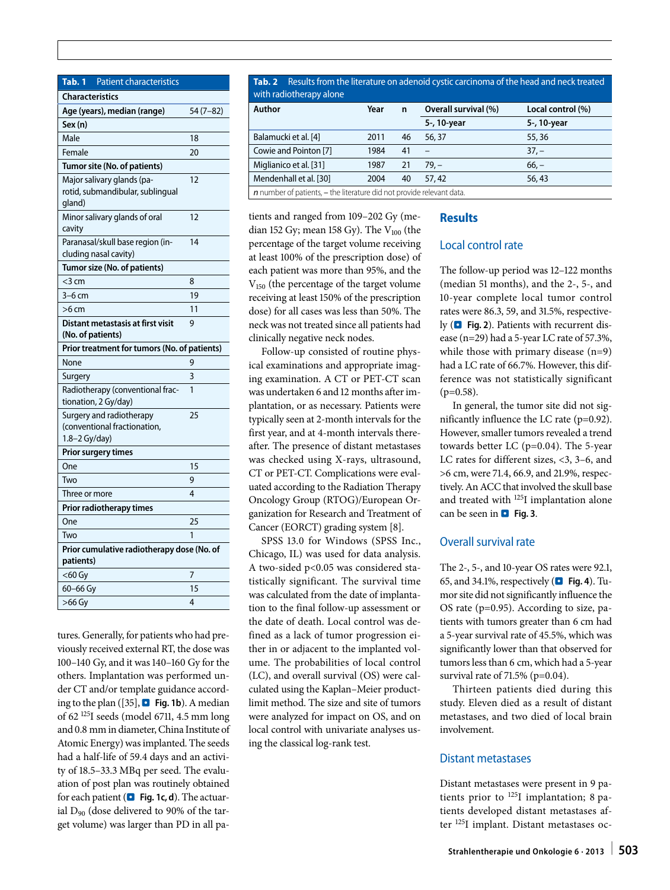**Tab. 1** Patient characteristics

| Characteristics | |
|---|---|
| **Age (years), median (range)** | 54 (7–82) |
| **Sex (n)** | |
| Male | 18 |
| Female | 20 |
| **Tumor site (No. of patients)** | |
| Major salivary glands (parotid, submandibular, sublingual gland) | 12 |
| Minor salivary glands of oral cavity | 12 |
| Paranasal/skull base region (including nasal cavity) | 14 |
| **Tumor size (No. of patients)** | |
| <3 cm | 8 |
| 3–6 cm | 19 |
| >6 cm | 11 |
| **Distant metastasis at first visit (No. of patients)** | 9 |
| **Prior treatment for tumors (No. of patients)** | |
| None | 9 |
| Surgery | 3 |
| Radiotherapy (conventional fractionation, 2 Gy/day) | 1 |
| Surgery and radiotherapy (conventional fractionation, 1.8–2 Gy/day) | 25 |
| **Prior surgery times** | |
| One | 15 |
| Two | 9 |
| Three or more | 4 |
| **Prior radiotherapy times** | |
| One | 25 |
| Two | 1 |
| **Prior cumulative radiotherapy dose (No. of patients)** | |
| <60 Gy | 7 |
| 60–66 Gy | 15 |
| >66 Gy | 4 |

tures. Generally, for patients who had previously received external RT, the dose was 100–140 Gy, and it was 140–160 Gy for the others. Implantation was performed under CT and/or template guidance according to the plan ([35], **Fig. 1b**). A median of 62 $^{125}$I seeds (model 6711, 4.5 mm long and 0.8 mm in diameter, China Institute of Atomic Energy) was implanted. The seeds had a half-life of 59.4 days and an activity of 18.5–33.3 MBq per seed. The evaluation of post plan was routinely obtained for each patient (**Fig. 1c, d**). The actuarial $D_{90}$ (dose delivered to 90% of the target volume) was larger than PD in all patients and ranged from 109–202 Gy (median 152 Gy; mean 158 Gy). The $V_{100}$ (the percentage of the target volume receiving at least 100% of the prescription dose) of each patient was more than 95%, and the $V_{150}$ (the percentage of the target volume receiving at least 150% of the prescription dose) for all cases was less than 50%. The neck was not treated since all patients had clinically negative neck nodes.

Follow-up consisted of routine physical examinations and appropriate imaging examination. A CT or PET-CT scan was undertaken 6 and 12 months after implantation, or as necessary. Patients were typically seen at 2-month intervals for the first year, and at 4-month intervals thereafter. The presence of distant metastases was checked using X-rays, ultrasound, CT or PET-CT. Complications were evaluated according to the Radiation Therapy Oncology Group (RTOG)/European Organization for Research and Treatment of Cancer (EORCT) grading system [8].

SPSS 13.0 for Windows (SPSS Inc., Chicago, IL) was used for data analysis. A two-sided $p<0.05$ was considered statistically significant. The survival time was calculated from the date of implantation to the final follow-up assessment or the date of death. Local control was defined as a lack of tumor progression either in or adjacent to the implanted volume. The probabilities of local control (LC), and overall survival (OS) were calculated using the Kaplan–Meier product-limit method. The size and site of tumors were analyzed for impact on OS, and on local control with univariate analyses using the classical log-rank test.

**Tab. 2** Results from the literature on adenoid cystic carcinoma of the head and neck treated with radiotherapy alone

| Author | Year | n | Overall survival (%) | Local control (%) |
|---|---|---|---|---|
| | | | 5-, 10-year | 5-, 10-year |
| Balamucki et al. [4] | 2011 | 46 | 56, 37 | 55, 36 |
| Cowie and Pointon [7] | 1984 | 41 | – | 37, – |
| Miglianico et al. [31] | 1987 | 21 | 79, – | 66, – |
| Mendenhall et al. [30] | 2004 | 40 | 57, 42 | 56, 43 |

*n* number of patients, – the literature did not provide relevant data.

## Results

### Local control rate

The follow-up period was 12–122 months (median 51 months), and the 2-, 5-, and 10-year complete local tumor control rates were 86.3, 59, and 31.5%, respectively (**Fig. 2**). Patients with recurrent disease (n=29) had a 5-year LC rate of 57.3%, while those with primary disease (n=9) had a LC rate of 66.7%. However, this difference was not statistically significant (p=0.58).

In general, the tumor site did not significantly influence the LC rate (p=0.92). However, smaller tumors revealed a trend towards better LC (p=0.04). The 5-year LC rates for different sizes, <3, 3–6, and >6 cm, were 71.4, 66.9, and 21.9%, respectively. An ACC that involved the skull base and treated with $^{125}$I implantation alone can be seen in **Fig. 3**.

### Overall survival rate

The 2-, 5-, and 10-year OS rates were 92.1, 65, and 34.1%, respectively (**Fig. 4**). Tumor site did not significantly influence the OS rate (p=0.95). According to size, patients with tumors greater than 6 cm had a 5-year survival rate of 45.5%, which was significantly lower than that observed for tumors less than 6 cm, which had a 5-year survival rate of 71.5% (p=0.04).

Thirteen patients died during this study. Eleven died as a result of distant metastases, and two died of local brain involvement.

### Distant metastases

Distant metastases were present in 9 patients prior to $^{125}$I implantation; 8 patients developed distant metastases after $^{125}$I implant. Distant metastases oc-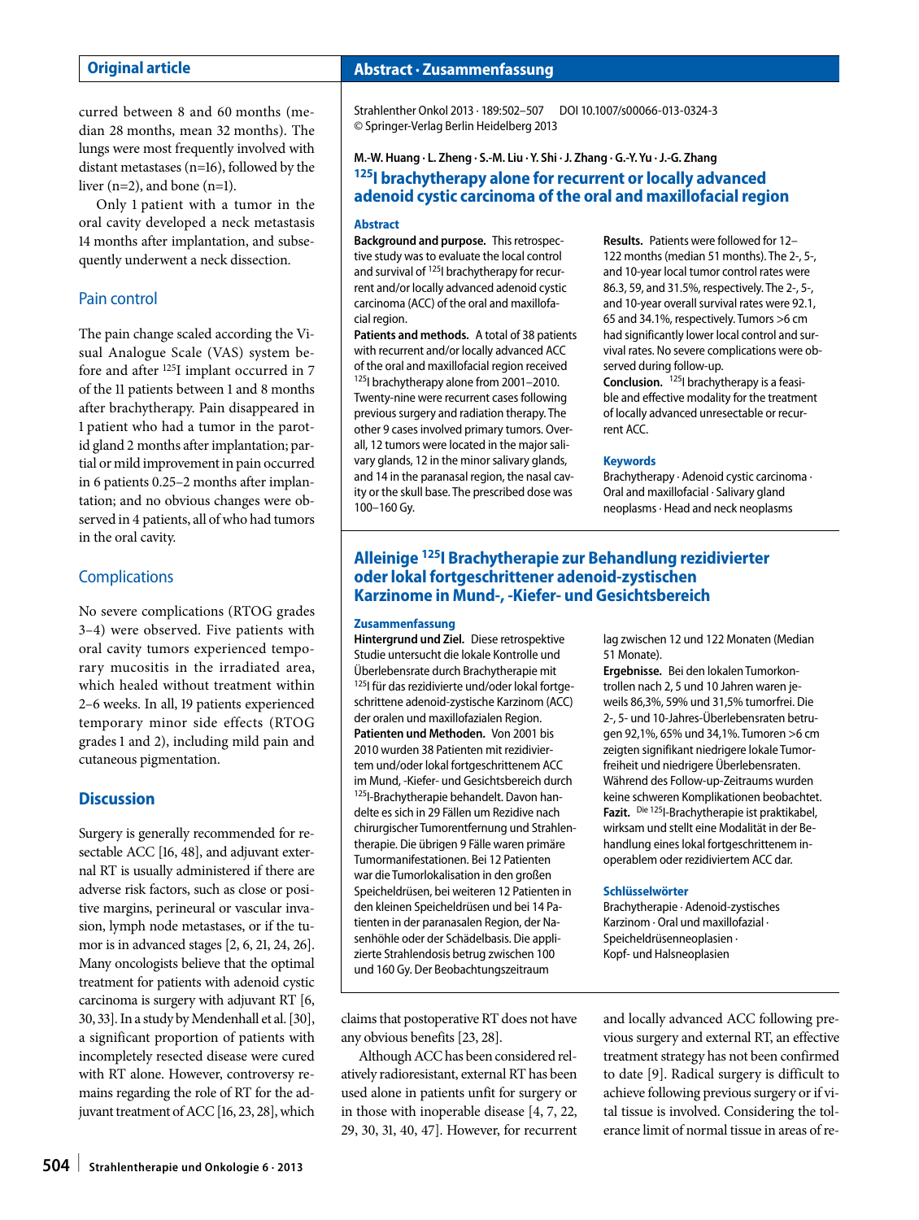curred between 8 and 60 months (median 28 months, mean 32 months). The lungs were most frequently involved with distant metastases (n=16), followed by the liver (n=2), and bone (n=1).

Only 1 patient with a tumor in the oral cavity developed a neck metastasis 14 months after implantation, and subsequently underwent a neck dissection.

### Pain control

The pain change scaled according the Visual Analogue Scale (VAS) system before and after $^{125}$I implant occurred in 7 of the 11 patients between 1 and 8 months after brachytherapy. Pain disappeared in 1 patient who had a tumor in the parotid gland 2 months after implantation; partial or mild improvement in pain occurred in 6 patients 0.25–2 months after implantation; and no obvious changes were observed in 4 patients, all of who had tumors in the oral cavity.

### Complications

No severe complications (RTOG grades 3–4) were observed. Five patients with oral cavity tumors experienced temporary mucositis in the irradiated area, which healed without treatment within 2–6 weeks. In all, 19 patients experienced temporary minor side effects (RTOG grades 1 and 2), including mild pain and cutaneous pigmentation.

## Abstract · Zusammenfassung

Strahlenther Onkol 2013 · 189:502–507 DOI 10.1007/s00066-013-0324-3
© Springer-Verlag Berlin Heidelberg 2013

M.-W. Huang · L. Zheng · S.-M. Liu · Y. Shi · J. Zhang · G.-Y. Yu · J.-G. Zhang

### $^{125}$I brachytherapy alone for recurrent or locally advanced adenoid cystic carcinoma of the oral and maxillofacial region

#### Abstract

**Background and purpose.** This retrospective study was to evaluate the local control and survival of $^{125}$I brachytherapy for recurrent and/or locally advanced adenoid cystic carcinoma (ACC) of the oral and maxillofacial region.

**Patients and methods.** A total of 38 patients with recurrent and/or locally advanced ACC of the oral and maxillofacial region received $^{125}$I brachytherapy alone from 2001–2010. Twenty-nine were recurrent cases following previous surgery and radiation therapy. The other 9 cases involved primary tumors. Overall, 12 tumors were located in the major salivary glands, 12 in the minor salivary glands, and 14 in the paranasal region, the nasal cavity or the skull base. The prescribed dose was 100–160 Gy.

**Results.** Patients were followed for 12–122 months (median 51 months). The 2-, 5-, and 10-year local tumor control rates were 86.3, 59, and 31.5%, respectively. The 2-, 5-, and 10-year overall survival rates were 92.1, 65 and 34.1%, respectively. Tumors >6 cm had significantly lower local control and survival rates. No severe complications were observed during follow-up.

**Conclusion.** $^{125}$I brachytherapy is a feasible and effective modality for the treatment of locally advanced unresectable or recurrent ACC.

#### Keywords

Brachytherapy · Adenoid cystic carcinoma · Oral and maxillofacial · Salivary gland neoplasms · Head and neck neoplasms

### Alleinige $^{125}$I Brachytherapie zur Behandlung rezidivierter oder lokal fortgeschrittener adenoid-zystischen Karzinome in Mund-, -Kiefer- und Gesichtsbereich

#### Zusammenfassung

**Hintergrund und Ziel.** Diese retrospektive Studie untersucht die lokale Kontrolle und Überlebensrate durch Brachytherapie mit $^{125}$I für das rezidivierte und/oder lokal fortgeschrittene adenoid-zystische Karzinom (ACC) der oralen und maxillofazialen Region.

**Patienten und Methoden.** Von 2001 bis 2010 wurden 38 Patienten mit rezidiviertem und/oder lokal fortgeschrittenem ACC im Mund, -Kiefer- und Gesichtsbereich durch $^{125}$I-Brachytherapie behandelt. Davon handelte es sich in 29 Fällen um Rezidive nach chirurgischer Tumorentfernung und Strahlentherapie. Die übrigen 9 Fälle waren primäre Tumormanifestationen. Bei 12 Patienten war die Tumorlokalisation in den großen Speicheldrüsen, bei weiteren 12 Patienten in den kleinen Speicheldrüsen und bei 14 Patienten in der paranasalen Region, der Nasenhöhle oder der Schädelbasis. Die applizierte Strahlendosis betrug zwischen 100 und 160 Gy. Der Beobachtungszeitraum lag zwischen 12 und 122 Monaten (Median 51 Monate).

**Ergebnisse.** Bei den lokalen Tumorkontrollen nach 2, 5 und 10 Jahren waren jeweils 86,3%, 59% und 31,5% tumorfrei. Die 2-, 5- und 10-Jahres-Überlebensraten betrugen 92,1%, 65% und 34,1%. Tumoren >6 cm zeigten signifikant niedrigere lokale Tumorfreiheit und niedrigere Überlebensraten. Während des Follow-up-Zeitraums wurden keine schweren Komplikationen beobachtet.

**Fazit.** Die $^{125}$I-Brachytherapie ist praktikabel, wirksam und stellt eine Modalität in der Behandlung eines lokal fortgeschrittenem inoperablem oder rezidiviertem ACC dar.

#### Schlüsselwörter

Brachytherapie · Adenoid-zystisches Karzinom · Oral und maxillofazial · Speicheldrüsenneoplasien · Kopf- und Halsneoplasien

## Discussion

Surgery is generally recommended for resectable ACC [16, 48], and adjuvant external RT is usually administered if there are adverse risk factors, such as close or positive margins, perineural or vascular invasion, lymph node metastases, or if the tumor is in advanced stages [2, 6, 21, 24, 26]. Many oncologists believe that the optimal treatment for patients with adenoid cystic carcinoma is surgery with adjuvant RT [6, 30, 33]. In a study by Mendenhall et al. [30], a significant proportion of patients with incompletely resected disease were cured with RT alone. However, controversy remains regarding the role of RT for the adjuvant treatment of ACC [16, 23, 28], which claims that postoperative RT does not have any obvious benefits [23, 28].

Although ACC has been considered relatively radioresistant, external RT has been used alone in patients unfit for surgery or in those with inoperable disease [4, 7, 22, 29, 30, 31, 40, 47]. However, for recurrent and locally advanced ACC following previous surgery and external RT, an effective treatment strategy has not been confirmed to date [9]. Radical surgery is difficult to achieve following previous surgery or if vital tissue is involved. Considering the tolerance limit of normal tissue in areas of re-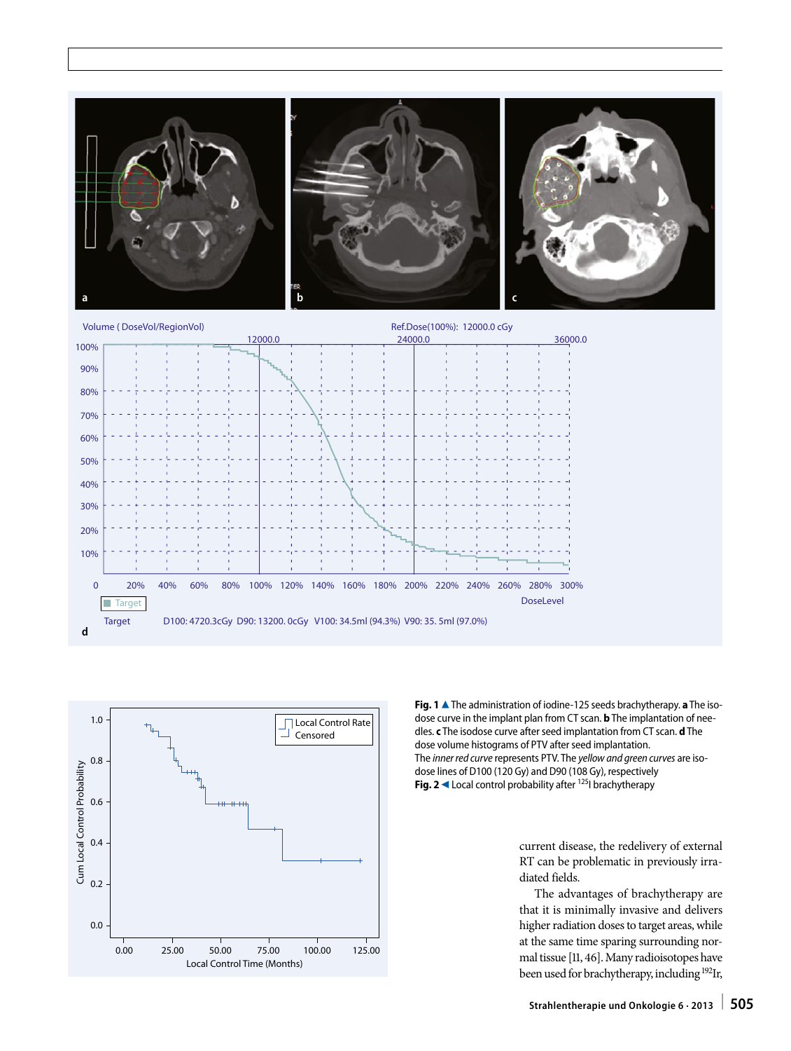**Fig. 1** ▲ The administration of iodine-125 seeds brachytherapy. **a** The isodose curve in the implant plan from CT scan. **b** The implantation of needles. **c** The isodose curve after seed implantation from CT scan. **d** The dose volume histograms of PTV after seed implantation.
The *inner red curve* represents PTV. The *yellow and green curves* are isodose lines of D100 (120 Gy) and D90 (108 Gy), respectively

**Fig. 2** ◀ Local control probability after $^{125}$I brachytherapy

current disease, the redelivery of external RT can be problematic in previously irradiated fields.

The advantages of brachytherapy are that it is minimally invasive and delivers higher radiation doses to target areas, while at the same time sparing surrounding normal tissue [11, 46]. Many radioisotopes have been used for brachytherapy, including $^{192}$Ir,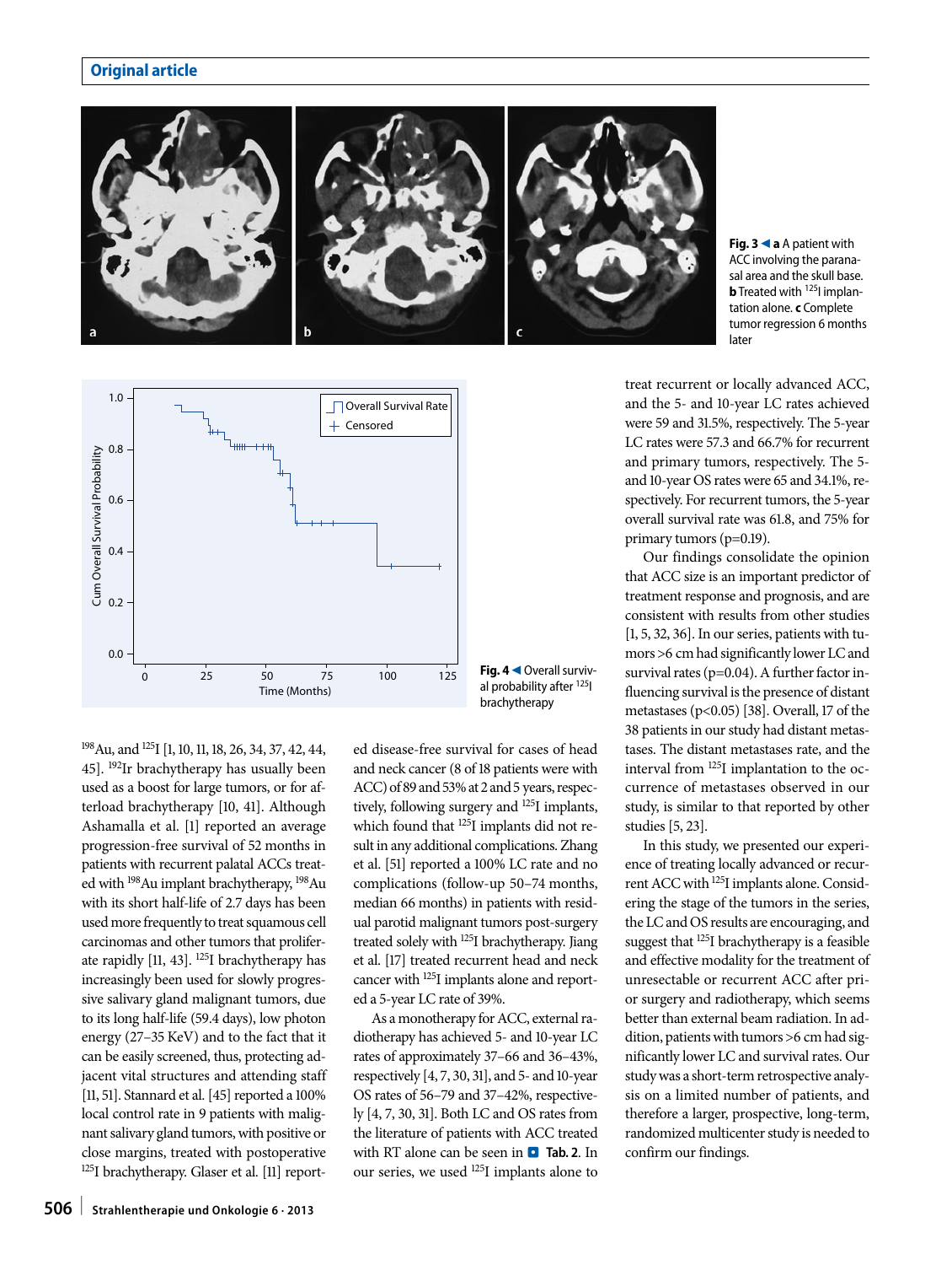Fig. 3 ◀ **a** A patient with ACC involving the paranasal area and the skull base. **b** Treated with $^{125}$I implantation alone. **c** Complete tumor regression 6 months later

Fig. 4 ◀ Overall survival probability after $^{125}$I brachytherapy

$^{198}$Au, and $^{125}$I [1, 10, 11, 18, 26, 34, 37, 42, 44, 45]. $^{192}$Ir brachytherapy has usually been used as a boost for large tumors, or for afterload brachytherapy [10, 41]. Although Ashamalla et al. [1] reported an average progression-free survival of 52 months in patients with recurrent palatal ACCs treated with $^{198}$Au implant brachytherapy, $^{198}$Au with its short half-life of 2.7 days has been used more frequently to treat squamous cell carcinomas and other tumors that proliferate rapidly [11, 43]. $^{125}$I brachytherapy has increasingly been used for slowly progressive salivary gland malignant tumors, due to its long half-life (59.4 days), low photon energy (27–35 KeV) and to the fact that it can be easily screened, thus, protecting adjacent vital structures and attending staff [11, 51]. Stannard et al. [45] reported a 100% local control rate in 9 patients with malignant salivary gland tumors, with positive or close margins, treated with postoperative $^{125}$I brachytherapy. Glaser et al. [11] reported disease-free survival for cases of head and neck cancer (8 of 18 patients were with ACC) of 89 and 53% at 2 and 5 years, respectively, following surgery and $^{125}$I implants, which found that $^{125}$I implants did not result in any additional complications. Zhang et al. [51] reported a 100% LC rate and no complications (follow-up 50–74 months, median 66 months) in patients with residual parotid malignant tumors post-surgery treated solely with $^{125}$I brachytherapy. Jiang et al. [17] treated recurrent head and neck cancer with $^{125}$I implants alone and reported a 5-year LC rate of 39%.

As a monotherapy for ACC, external radiotherapy has achieved 5- and 10-year LC rates of approximately 37–66 and 36–43%, respectively [4, 7, 30, 31], and 5- and 10-year OS rates of 56–79 and 37–42%, respectively [4, 7, 30, 31]. Both LC and OS rates from the literature of patients with ACC treated with RT alone can be seen in **Tab. 2**. In our series, we used $^{125}$I implants alone to treat recurrent or locally advanced ACC, and the 5- and 10-year LC rates achieved were 59 and 31.5%, respectively. The 5-year LC rates were 57.3 and 66.7% for recurrent and primary tumors, respectively. The 5- and 10-year OS rates were 65 and 34.1%, respectively. For recurrent tumors, the 5-year overall survival rate was 61.8, and 75% for primary tumors ($p=0.19$).

Our findings consolidate the opinion that ACC size is an important predictor of treatment response and prognosis, and are consistent with results from other studies [1, 5, 32, 36]. In our series, patients with tumors >6 cm had significantly lower LC and survival rates ($p=0.04$). A further factor influencing survival is the presence of distant metastases ($p<0.05$) [38]. Overall, 17 of the 38 patients in our study had distant metastases. The distant metastases rate, and the interval from $^{125}$I implantation to the occurrence of metastases observed in our study, is similar to that reported by other studies [5, 23].

In this study, we presented our experience of treating locally advanced or recurrent ACC with $^{125}$I implants alone. Considering the stage of the tumors in the series, the LC and OS results are encouraging, and suggest that $^{125}$I brachytherapy is a feasible and effective modality for the treatment of unresectable or recurrent ACC after prior surgery and radiotherapy, which seems better than external beam radiation. In addition, patients with tumors >6 cm had significantly lower LC and survival rates. Our study was a short-term retrospective analysis on a limited number of patients, and therefore a larger, prospective, long-term, randomized multicenter study is needed to confirm our findings.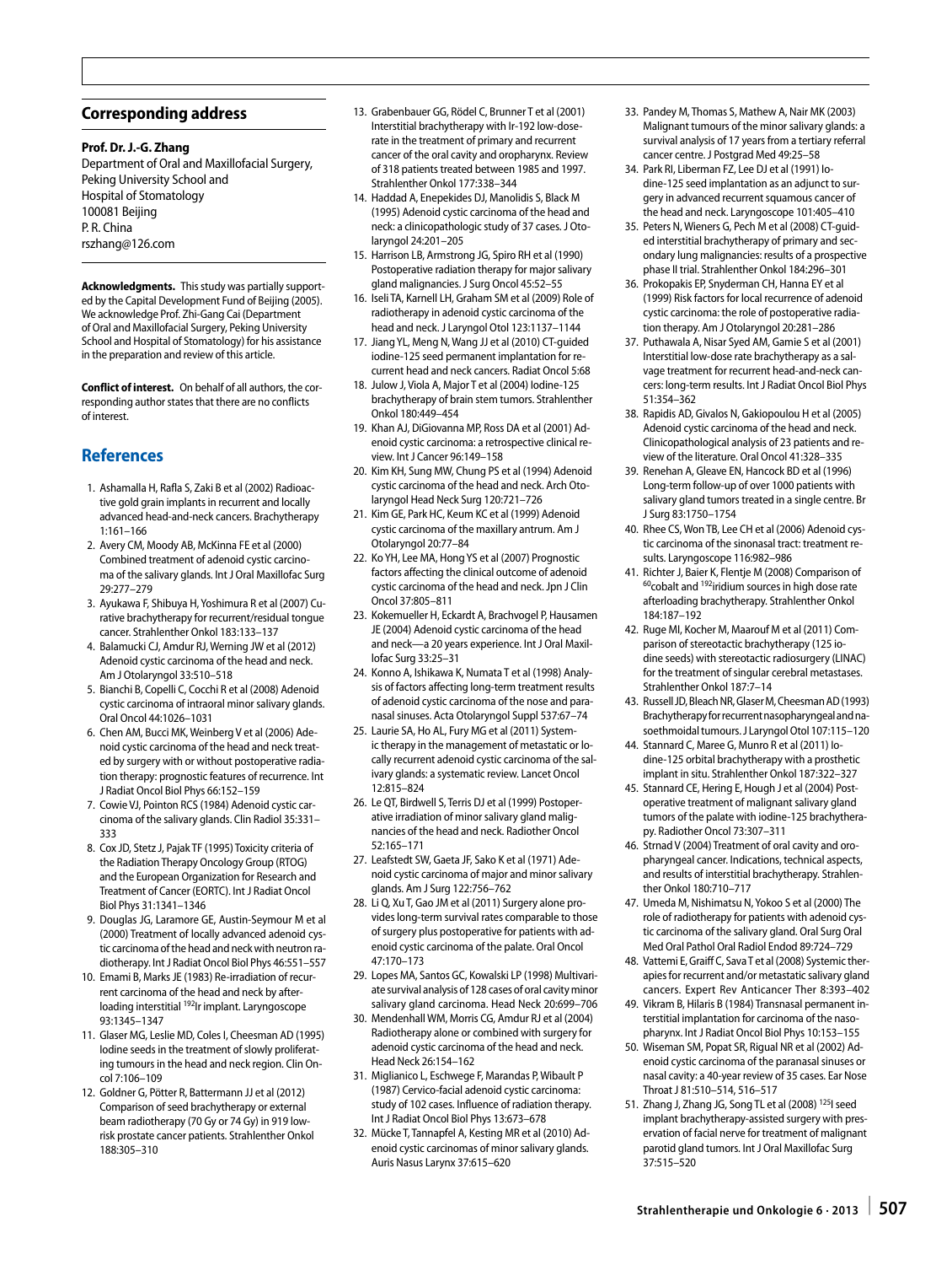## Corresponding address

**Prof. Dr. J.-G. Zhang**
Department of Oral and Maxillofacial Surgery,
Peking University School and
Hospital of Stomatology
100081 Beijing
P. R. China
rszhang@126.com

**Acknowledgments.** This study was partially supported by the Capital Development Fund of Beijing (2005). We acknowledge Prof. Zhi-Gang Cai (Department of Oral and Maxillofacial Surgery, Peking University School and Hospital of Stomatology) for his assistance in the preparation and review of this article.

**Conflict of interest.** On behalf of all authors, the corresponding author states that there are no conflicts of interest.

## References

1. Ashamalla H, Rafla S, Zaki B et al (2002) Radioactive gold grain implants in recurrent and locally advanced head-and-neck cancers. Brachytherapy 1:161–166
2. Avery CM, Moody AB, McKinna FE et al (2000) Combined treatment of adenoid cystic carcinoma of the salivary glands. Int J Oral Maxillofac Surg 29:277–279
3. Ayukawa F, Shibuya H, Yoshimura R et al (2007) Curative brachytherapy for recurrent/residual tongue cancer. Strahlenther Onkol 183:133–137
4. Balamucki CJ, Amdur RJ, Werning JW et al (2012) Adenoid cystic carcinoma of the head and neck. Am J Otolaryngol 33:510–518
5. Bianchi B, Copelli C, Cocchi R et al (2008) Adenoid cystic carcinoma of intraoral minor salivary glands. Oral Oncol 44:1026–1031
6. Chen AM, Bucci MK, Weinberg V et al (2006) Adenoid cystic carcinoma of the head and neck treated by surgery with or without postoperative radiation therapy: prognostic features of recurrence. Int J Radiat Oncol Biol Phys 66:152–159
7. Cowie VJ, Pointon RCS (1984) Adenoid cystic carcinoma of the salivary glands. Clin Radiol 35:331–333
8. Cox JD, Stetz J, Pajak TF (1995) Toxicity criteria of the Radiation Therapy Oncology Group (RTOG) and the European Organization for Research and Treatment of Cancer (EORTC). Int J Radiat Oncol Biol Phys 31:1341–1346
9. Douglas JG, Laramore GE, Austin-Seymour M et al (2000) Treatment of locally advanced adenoid cystic carcinoma of the head and neck with neutron radiotherapy. Int J Radiat Oncol Biol Phys 46:551–557
10. Emami B, Marks JE (1983) Re-irradiation of recurrent carcinoma of the head and neck by afterloading interstitial $^{192}$Ir implant. Laryngoscope 93:1345–1347
11. Glaser MG, Leslie MD, Coles I, Cheesman AD (1995) Iodine seeds in the treatment of slowly proliferating tumours in the head and neck region. Clin Oncol 7:106–109
12. Goldner G, Pötter R, Battermann JJ et al (2012) Comparison of seed brachytherapy or external beam radiotherapy (70 Gy or 74 Gy) in 919 low-risk prostate cancer patients. Strahlenther Onkol 188:305–310
13. Grabenbauer GG, Rödel C, Brunner T et al (2001) Interstitial brachytherapy with Ir-192 low-dose-rate in the treatment of primary and recurrent cancer of the oral cavity and oropharynx. Review of 318 patients treated between 1985 and 1997. Strahlenther Onkol 177:338–344
14. Haddad A, Enepekides DJ, Manolidis S, Black M (1995) Adenoid cystic carcinoma of the head and neck: a clinicopathologic study of 37 cases. J Otolaryngol 24:201–205
15. Harrison LB, Armstrong JG, Spiro RH et al (1990) Postoperative radiation therapy for major salivary gland malignancies. J Surg Oncol 45:52–55
16. Iseli TA, Karnell LH, Graham SM et al (2009) Role of radiotherapy in adenoid cystic carcinoma of the head and neck. J Laryngol Otol 123:1137–1144
17. Jiang YL, Meng N, Wang JJ et al (2010) CT-guided iodine-125 seed permanent implantation for recurrent head and neck cancers. Radiat Oncol 5:68
18. Julow J, Viola A, Major T et al (2004) Iodine-125 brachytherapy of brain stem tumors. Strahlenther Onkol 180:449–454
19. Khan AJ, DiGiovanna MP, Ross DA et al (2001) Adenoid cystic carcinoma: a retrospective clinical review. Int J Cancer 96:149–158
20. Kim KH, Sung MW, Chung PS et al (1994) Adenoid cystic carcinoma of the head and neck. Arch Otolaryngol Head Neck Surg 120:721–726
21. Kim GE, Park HC, Keum KC et al (1999) Adenoid cystic carcinoma of the maxillary antrum. Am J Otolaryngol 20:77–84
22. Ko YH, Lee MA, Hong YS et al (2007) Prognostic factors affecting the clinical outcome of adenoid cystic carcinoma of the head and neck. Jpn J Clin Oncol 37:805–811
23. Kokemueller H, Eckardt A, Brachvogel P, Hausamen JE (2004) Adenoid cystic carcinoma of the head and neck—a 20 years experience. Int J Oral Maxillofac Surg 33:25–31
24. Konno A, Ishikawa K, Numata T et al (1998) Analysis of factors affecting long-term treatment results of adenoid cystic carcinoma of the nose and paranasal sinuses. Acta Otolaryngol Suppl 537:67–74
25. Laurie SA, Ho AL, Fury MG et al (2011) Systemic therapy in the management of metastatic or locally recurrent adenoid cystic carcinoma of the salivary glands: a systematic review. Lancet Oncol 12:815–824
26. Le QT, Birdwell S, Terris DJ et al (1999) Postoperative irradiation of minor salivary gland malignancies of the head and neck. Radiother Oncol 52:165–171
27. Leafstedt SW, Gaeta JF, Sako K et al (1971) Adenoid cystic carcinoma of major and minor salivary glands. Am J Surg 122:756–762
28. Li Q, Xu T, Gao JM et al (2011) Surgery alone provides long-term survival rates comparable to those of surgery plus postoperative for patients with adenoid cystic carcinoma of the palate. Oral Oncol 47:170–173
29. Lopes MA, Santos GC, Kowalski LP (1998) Multivariate survival analysis of 128 cases of oral cavity minor salivary gland carcinoma. Head Neck 20:699–706
30. Mendenhall WM, Morris CG, Amdur RJ et al (2004) Radiotherapy alone or combined with surgery for adenoid cystic carcinoma of the head and neck. Head Neck 26:154–162
31. Miglianico L, Eschwege F, Marandas P, Wibault P (1987) Cervico-facial adenoid cystic carcinoma: study of 102 cases. Influence of radiation therapy. Int J Radiat Oncol Biol Phys 13:673–678
32. Mücke T, Tannapfel A, Kesting MR et al (2010) Adenoid cystic carcinomas of minor salivary glands. Auris Nasus Larynx 37:615–620
33. Pandey M, Thomas S, Mathew A, Nair MK (2003) Malignant tumours of the minor salivary glands: a survival analysis of 17 years from a tertiary referral cancer centre. J Postgrad Med 49:25–58
34. Park RI, Liberman FZ, Lee DJ et al (1991) Iodine-125 seed implantation as an adjunct to surgery in advanced recurrent squamous cancer of the head and neck. Laryngoscope 101:405–410
35. Peters N, Wieners G, Pech M et al (2008) CT-guided interstitial brachytherapy of primary and secondary lung malignancies: results of a prospective phase II trial. Strahlenther Onkol 184:296–301
36. Prokopakis EP, Snyderman CH, Hanna EY et al (1999) Risk factors for local recurrence of adenoid cystic carcinoma: the role of postoperative radiation therapy. Am J Otolaryngol 20:281–286
37. Puthawala A, Nisar Syed AM, Gamie S et al (2001) Interstitial low-dose rate brachytherapy as a salvage treatment for recurrent head-and-neck cancers: long-term results. Int J Radiat Oncol Biol Phys 51:354–362
38. Rapidis AD, Givalos N, Gakiopoulou H et al (2005) Adenoid cystic carcinoma of the head and neck. Clinicopathological analysis of 23 patients and review of the literature. Oral Oncol 41:328–335
39. Renehan A, Gleave EN, Hancock BD et al (1996) Long-term follow-up of over 1000 patients with salivary gland tumors treated in a single centre. Br J Surg 83:1750–1754
40. Rhee CS, Won TB, Lee CH et al (2006) Adenoid cystic carcinoma of the sinonasal tract: treatment results. Laryngoscope 116:982–986
41. Richter J, Baier K, Flentje M (2008) Comparison of $^{60}$cobalt and $^{192}$iridium sources in high dose rate afterloading brachytherapy. Strahlenther Onkol 184:187–192
42. Ruge MI, Kocher M, Maarouf M et al (2011) Comparison of stereotactic brachytherapy (125 iodine seeds) with stereotactic radiosurgery (LINAC) for the treatment of singular cerebral metastases. Strahlenther Onkol 187:7–14
43. Russell JD, Bleach NR, Glaser M, Cheesman AD (1993) Brachytherapy for recurrent nasopharyngeal and nasoethmoidal tumours. J Laryngol Otol 107:115–120
44. Stannard C, Maree G, Munro R et al (2011) Iodine-125 orbital brachytherapy with a prosthetic implant in situ. Strahlenther Onkol 187:322–327
45. Stannard CE, Hering E, Hough J et al (2004) Postoperative treatment of malignant salivary gland tumors of the palate with iodine-125 brachytherapy. Radiother Oncol 73:307–311
46. Strnad V (2004) Treatment of oral cavity and oropharyngeal cancer. Indications, technical aspects, and results of interstitial brachytherapy. Strahlenther Onkol 180:710–717
47. Umeda M, Nishimatsu N, Yokoo S et al (2000) The role of radiotherapy for patients with adenoid cystic carcinoma of the salivary gland. Oral Surg Oral Med Oral Pathol Oral Radiol Endod 89:724–729
48. Vattemi E, Graiff C, Sava T et al (2008) Systemic therapies for recurrent and/or metastatic salivary gland cancers. Expert Rev Anticancer Ther 8:393–402
49. Vikram B, Hilaris B (1984) Transnasal permanent interstitial implantation for carcinoma of the nasopharynx. Int J Radiat Oncol Biol Phys 10:153–155
50. Wiseman SM, Popat SR, Rigual NR et al (2002) Adenoid cystic carcinoma of the paranasal sinuses or nasal cavity: a 40-year review of 35 cases. Ear Nose Throat J 81:510–514, 516–517
51. Zhang J, Zhang JG, Song TL et al (2008) $^{125}$I seed implant brachytherapy-assisted surgery with preservation of facial nerve for treatment of malignant parotid gland tumors. Int J Oral Maxillofac Surg 37:515–520